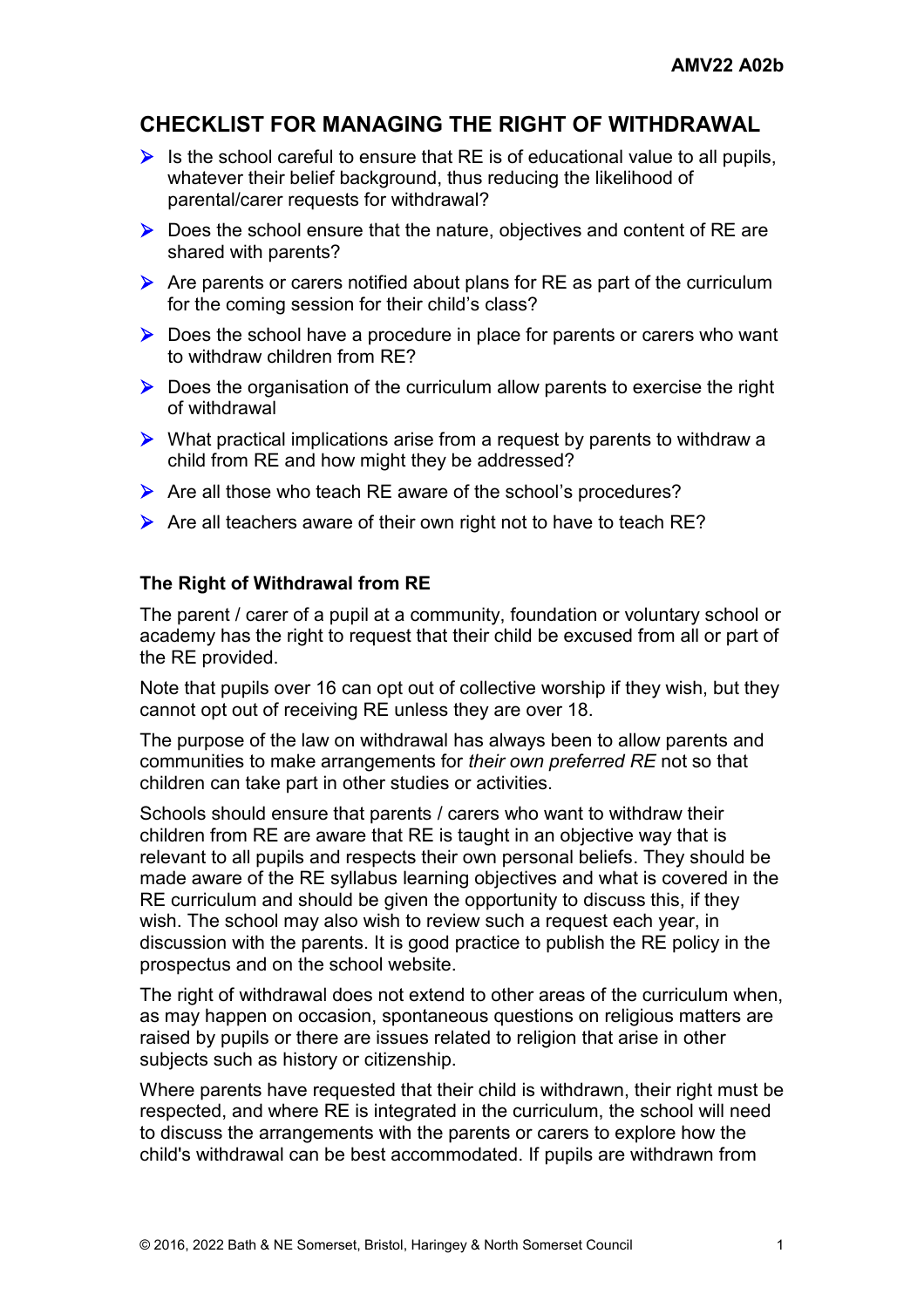## CHECKLIST FOR MANAGING THE RIGHT OF WITHDRAWAL

- Is the school careful to ensure that RE is of educational value to all pupils, whatever their belief background, thus reducing the likelihood of parental/carer requests for withdrawal?
- Does the school ensure that the nature, objectives and content of RE are shared with parents?
- Are parents or carers notified about plans for RE as part of the curriculum for the coming session for their child's class?
- Does the school have a procedure in place for parents or carers who want to withdraw children from RE?
- Does the organisation of the curriculum allow parents to exercise the right of withdrawal
- What practical implications arise from a request by parents to withdraw a child from RE and how might they be addressed?
- Are all those who teach RE aware of the school's procedures?
- Are all teachers aware of their own right not to have to teach RE?

### The Right of Withdrawal from RE

The parent / carer of a pupil at a community, foundation or voluntary school or academy has the right to request that their child be excused from all or part of the RE provided.

Note that pupils over 16 can opt out of collective worship if they wish, but they cannot opt out of receiving RE unless they are over 18.

The purpose of the law on withdrawal has always been to allow parents and communities to make arrangements for *their own preferred RE* not so that children can take part in other studies or activities.

Schools should ensure that parents / carers who want to withdraw their children from RE are aware that RE is taught in an objective way that is relevant to all pupils and respects their own personal beliefs. They should be made aware of the RE syllabus learning objectives and what is covered in the RE curriculum and should be given the opportunity to discuss this, if they wish. The school may also wish to review such a request each year, in discussion with the parents. It is good practice to publish the RE policy in the prospectus and on the school website.

The right of withdrawal does not extend to other areas of the curriculum when, as may happen on occasion, spontaneous questions on religious matters are raised by pupils or there are issues related to religion that arise in other subjects such as history or citizenship.

Where parents have requested that their child is withdrawn, their right must be respected, and where RE is integrated in the curriculum, the school will need to discuss the arrangements with the parents or carers to explore how the child's withdrawal can be best accommodated. If pupils are withdrawn from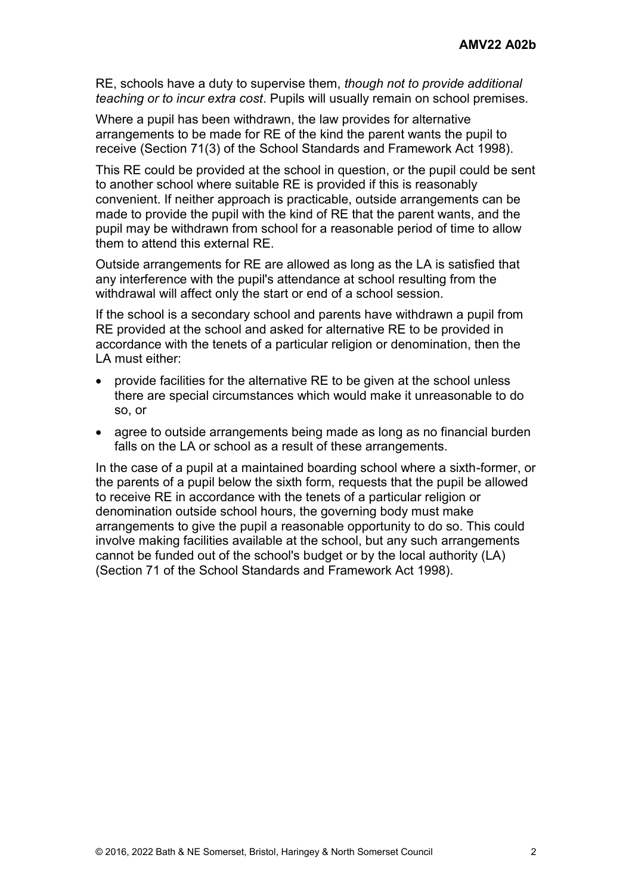RE, schools have a duty to supervise them, *though not to provide additional teaching or to incur extra cost*. Pupils will usually remain on school premises.

Where a pupil has been withdrawn, the law provides for alternative arrangements to be made for RE of the kind the parent wants the pupil to receive (Section 71(3) of the School Standards and Framework Act 1998).

This RE could be provided at the school in question, or the pupil could be sent to another school where suitable RE is provided if this is reasonably convenient. If neither approach is practicable, outside arrangements can be made to provide the pupil with the kind of RE that the parent wants, and the pupil may be withdrawn from school for a reasonable period of time to allow them to attend this external RE.

Outside arrangements for RE are allowed as long as the LA is satisfied that any interference with the pupil's attendance at school resulting from the withdrawal will affect only the start or end of a school session.

If the school is a secondary school and parents have withdrawn a pupil from RE provided at the school and asked for alternative RE to be provided in accordance with the tenets of a particular religion or denomination, then the LA must either:

- provide facilities for the alternative RE to be given at the school unless there are special circumstances which would make it unreasonable to do so, or
- agree to outside arrangements being made as long as no financial burden falls on the LA or school as a result of these arrangements.

In the case of a pupil at a maintained boarding school where a sixth-former, or the parents of a pupil below the sixth form, requests that the pupil be allowed to receive RE in accordance with the tenets of a particular religion or denomination outside school hours, the governing body must make arrangements to give the pupil a reasonable opportunity to do so. This could involve making facilities available at the school, but any such arrangements cannot be funded out of the school's budget or by the local authority (LA) (Section 71 of the School Standards and Framework Act 1998).